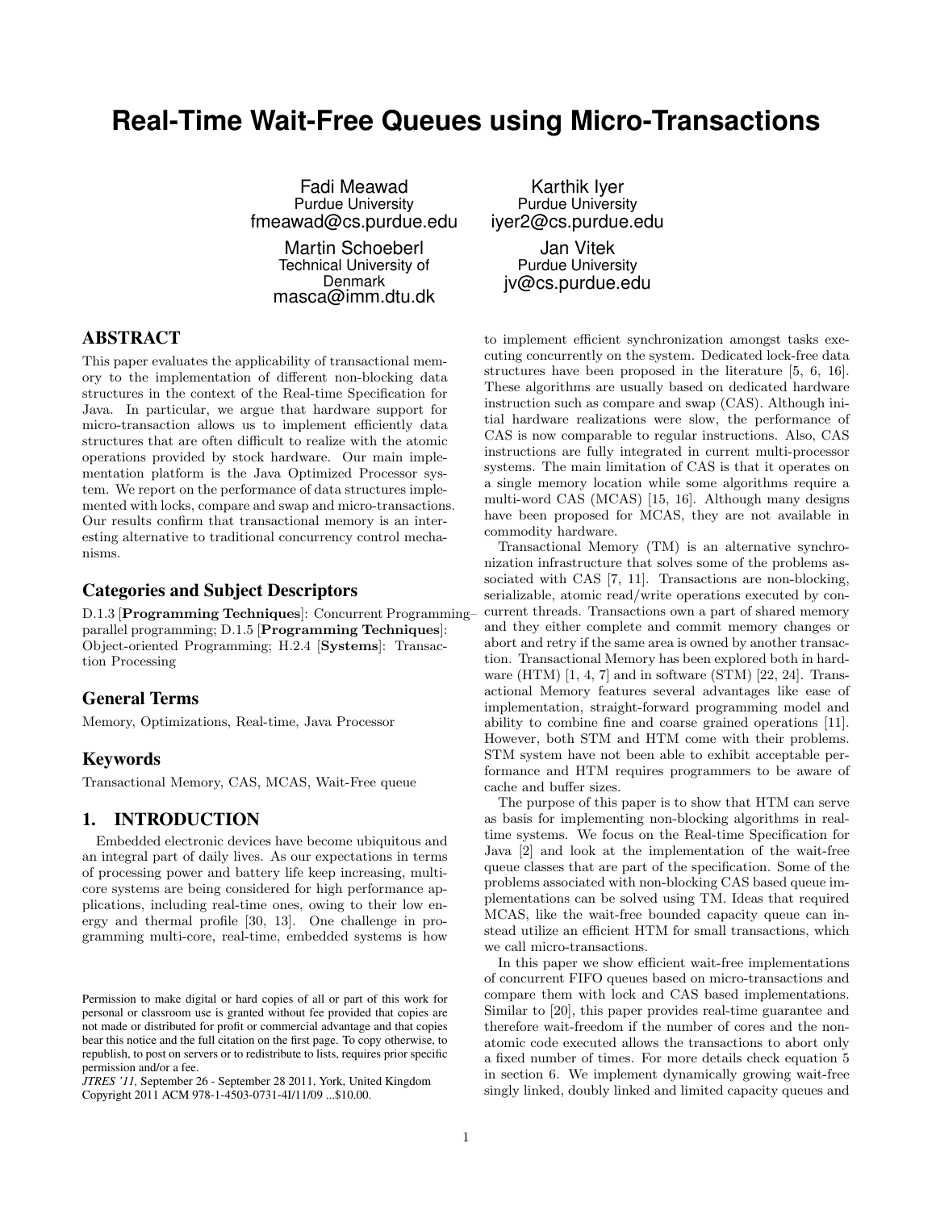# Real-Time Wait-Free Queues using Micro-Transactions

Fadi Meawad
Purdue University
fmeawad@cs.purdue.edu

Karthik Iyer
Purdue University
iyer2@cs.purdue.edu

Martin Schoeberl
Technical University of Denmark
masca@imm.dtu.dk

Jan Vitek
Purdue University
jv@cs.purdue.edu

## ABSTRACT

This paper evaluates the applicability of transactional memory to the implementation of different non-blocking data structures in the context of the Real-time Specification for Java. In particular, we argue that hardware support for micro-transaction allows us to implement efficiently data structures that are often difficult to realize with the atomic operations provided by stock hardware. Our main implementation platform is the Java Optimized Processor system. We report on the performance of data structures implemented with locks, compare and swap and micro-transactions. Our results confirm that transactional memory is an interesting alternative to traditional concurrency control mechanisms.

### Categories and Subject Descriptors

D.1.3 [**Programming Techniques**]: Concurrent Programming–parallel programming; D.1.5 [**Programming Techniques**]: Object-oriented Programming; H.2.4 [**Systems**]: Transaction Processing

### General Terms

Memory, Optimizations, Real-time, Java Processor

### Keywords

Transactional Memory, CAS, MCAS, Wait-Free queue

## 1. INTRODUCTION

Embedded electronic devices have become ubiquitous and an integral part of daily lives. As our expectations in terms of processing power and battery life keep increasing, multi-core systems are being considered for high performance applications, including real-time ones, owing to their low energy and thermal profile [30, 13]. One challenge in programming multi-core, real-time, embedded systems is how to implement efficient synchronization amongst tasks executing concurrently on the system. Dedicated lock-free data structures have been proposed in the literature [5, 6, 16]. These algorithms are usually based on dedicated hardware instruction such as compare and swap (CAS). Although initial hardware realizations were slow, the performance of CAS is now comparable to regular instructions. Also, CAS instructions are fully integrated in current multi-processor systems. The main limitation of CAS is that it operates on a single memory location while some algorithms require a multi-word CAS (MCAS) [15, 16]. Although many designs have been proposed for MCAS, they are not available in commodity hardware.

Transactional Memory (TM) is an alternative synchronization infrastructure that solves some of the problems associated with CAS [7, 11]. Transactions are non-blocking, serializable, atomic read/write operations executed by concurrent threads. Transactions own a part of shared memory and they either complete and commit memory changes or abort and retry if the same area is owned by another transaction. Transactional Memory has been explored both in hardware (HTM) [1, 4, 7] and in software (STM) [22, 24]. Transactional Memory features several advantages like ease of implementation, straight-forward programming model and ability to combine fine and coarse grained operations [11]. However, both STM and HTM come with their problems. STM system have not been able to exhibit acceptable performance and HTM requires programmers to be aware of cache and buffer sizes.

The purpose of this paper is to show that HTM can serve as basis for implementing non-blocking algorithms in real-time systems. We focus on the Real-time Specification for Java [2] and look at the implementation of the wait-free queue classes that are part of the specification. Some of the problems associated with non-blocking CAS based queue implementations can be solved using TM. Ideas that required MCAS, like the wait-free bounded capacity queue can instead utilize an efficient HTM for small transactions, which we call micro-transactions.

In this paper we show efficient wait-free implementations of concurrent FIFO queues based on micro-transactions and compare them with lock and CAS based implementations. Similar to [20], this paper provides real-time guarantee and therefore wait-freedom if the number of cores and the non-atomic code executed allows the transactions to abort only a fixed number of times. For more details check equation 5 in section 6. We implement dynamically growing wait-free singly linked, doubly linked and limited capacity queues and

Permission to make digital or hard copies of all or part of this work for personal or classroom use is granted without fee provided that copies are not made or distributed for profit or commercial advantage and that copies bear this notice and the full citation on the first page. To copy otherwise, to republish, to post on servers or to redistribute to lists, requires prior specific permission and/or a fee.
*JTRES '11,* September 26 - September 28 2011, York, United Kingdom
Copyright 2011 ACM 978-1-4503-0731-4I/11/09 ...$10.00.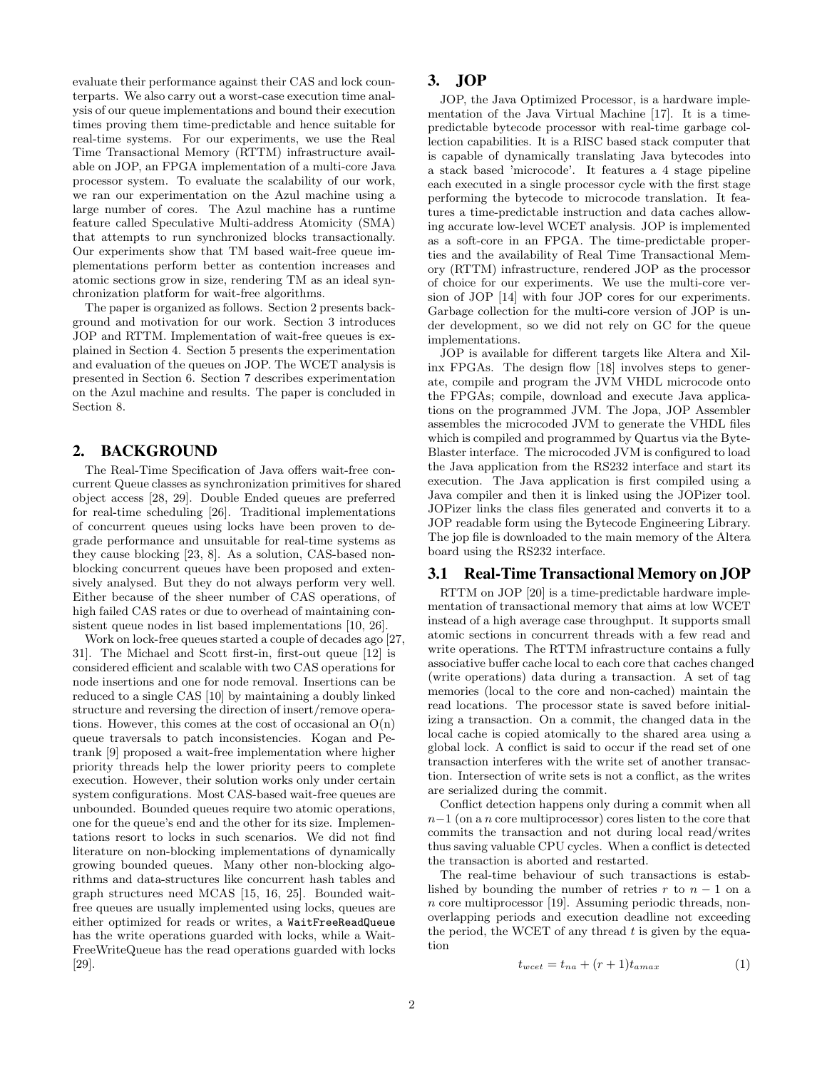evaluate their performance against their CAS and lock counterparts. We also carry out a worst-case execution time analysis of our queue implementations and bound their execution times proving them time-predictable and hence suitable for real-time systems. For our experiments, we use the Real Time Transactional Memory (RTTM) infrastructure available on JOP, an FPGA implementation of a multi-core Java processor system. To evaluate the scalability of our work, we ran our experimentation on the Azul machine using a large number of cores. The Azul machine has a runtime feature called Speculative Multi-address Atomicity (SMA) that attempts to run synchronized blocks transactionally. Our experiments show that TM based wait-free queue implementations perform better as contention increases and atomic sections grow in size, rendering TM as an ideal synchronization platform for wait-free algorithms.

The paper is organized as follows. Section 2 presents background and motivation for our work. Section 3 introduces JOP and RTTM. Implementation of wait-free queues is explained in Section 4. Section 5 presents the experimentation and evaluation of the queues on JOP. The WCET analysis is presented in Section 6. Section 7 describes experimentation on the Azul machine and results. The paper is concluded in Section 8.

## 2. BACKGROUND

The Real-Time Specification of Java offers wait-free concurrent Queue classes as synchronization primitives for shared object access [28, 29]. Double Ended queues are preferred for real-time scheduling [26]. Traditional implementations of concurrent queues using locks have been proven to degrade performance and unsuitable for real-time systems as they cause blocking [23, 8]. As a solution, CAS-based non-blocking concurrent queues have been proposed and extensively analysed. But they do not always perform very well. Either because of the sheer number of CAS operations, of high failed CAS rates or due to overhead of maintaining consistent queue nodes in list based implementations [10, 26].

Work on lock-free queues started a couple of decades ago [27, 31]. The Michael and Scott first-in, first-out queue [12] is considered efficient and scalable with two CAS operations for node insertions and one for node removal. Insertions can be reduced to a single CAS [10] by maintaining a doubly linked structure and reversing the direction of insert/remove operations. However, this comes at the cost of occasional an O(n) queue traversals to patch inconsistencies. Kogan and Petrank [9] proposed a wait-free implementation where higher priority threads help the lower priority peers to complete execution. However, their solution works only under certain system configurations. Most CAS-based wait-free queues are unbounded. Bounded queues require two atomic operations, one for the queue's end and the other for its size. Implementations resort to locks in such scenarios. We did not find literature on non-blocking implementations of dynamically growing bounded queues. Many other non-blocking algorithms and data-structures like concurrent hash tables and graph structures need MCAS [15, 16, 25]. Bounded wait-free queues are usually implemented using locks, queues are either optimized for reads or writes, a `WaitFreeReadQueue` has the write operations guarded with locks, while a WaitFreeWriteQueue has the read operations guarded with locks [29].

## 3. JOP

JOP, the Java Optimized Processor, is a hardware implementation of the Java Virtual Machine [17]. It is a time-predictable bytecode processor with real-time garbage collection capabilities. It is a RISC based stack computer that is capable of dynamically translating Java bytecodes into a stack based 'microcode'. It features a 4 stage pipeline each executed in a single processor cycle with the first stage performing the bytecode to microcode translation. It features a time-predictable instruction and data caches allowing accurate low-level WCET analysis. JOP is implemented as a soft-core in an FPGA. The time-predictable properties and the availability of Real Time Transactional Memory (RTTM) infrastructure, rendered JOP as the processor of choice for our experiments. We use the multi-core version of JOP [14] with four JOP cores for our experiments. Garbage collection for the multi-core version of JOP is under development, so we did not rely on GC for the queue implementations.

JOP is available for different targets like Altera and Xilinx FPGAs. The design flow [18] involves steps to generate, compile and program the JVM VHDL microcode onto the FPGAs; compile, download and execute Java applications on the programmed JVM. The Jopa, JOP Assembler assembles the microcoded JVM to generate the VHDL files which is compiled and programmed by Quartus via the ByteBlaster interface. The microcoded JVM is configured to load the Java application from the RS232 interface and start its execution. The Java application is first compiled using a Java compiler and then it is linked using the JOPizer tool. JOPizer links the class files generated and converts it to a JOP readable form using the Bytecode Engineering Library. The jop file is downloaded to the main memory of the Altera board using the RS232 interface.

### 3.1 Real-Time Transactional Memory on JOP

RTTM on JOP [20] is a time-predictable hardware implementation of transactional memory that aims at low WCET instead of a high average case throughput. It supports small atomic sections in concurrent threads with a few read and write operations. The RTTM infrastructure contains a fully associative buffer cache local to each core that caches changed (write operations) data during a transaction. A set of tag memories (local to the core and non-cached) maintain the read locations. The processor state is saved before initializing a transaction. On a commit, the changed data in the local cache is copied atomically to the shared area using a global lock. A conflict is said to occur if the read set of one transaction interferes with the write set of another transaction. Intersection of write sets is not a conflict, as the writes are serialized during the commit.

Conflict detection happens only during a commit when all $n-1$ (on a $n$ core multiprocessor) cores listen to the core that commits the transaction and not during local read/writes thus saving valuable CPU cycles. When a conflict is detected the transaction is aborted and restarted.

The real-time behaviour of such transactions is established by bounding the number of retries $r$ to $n-1$ on a $n$ core multiprocessor [19]. Assuming periodic threads, non-overlapping periods and execution deadline not exceeding the period, the WCET of any thread $t$ is given by the equation

$$t_{wcet} = t_{na} + (r + 1)t_{amax} \tag{1}$$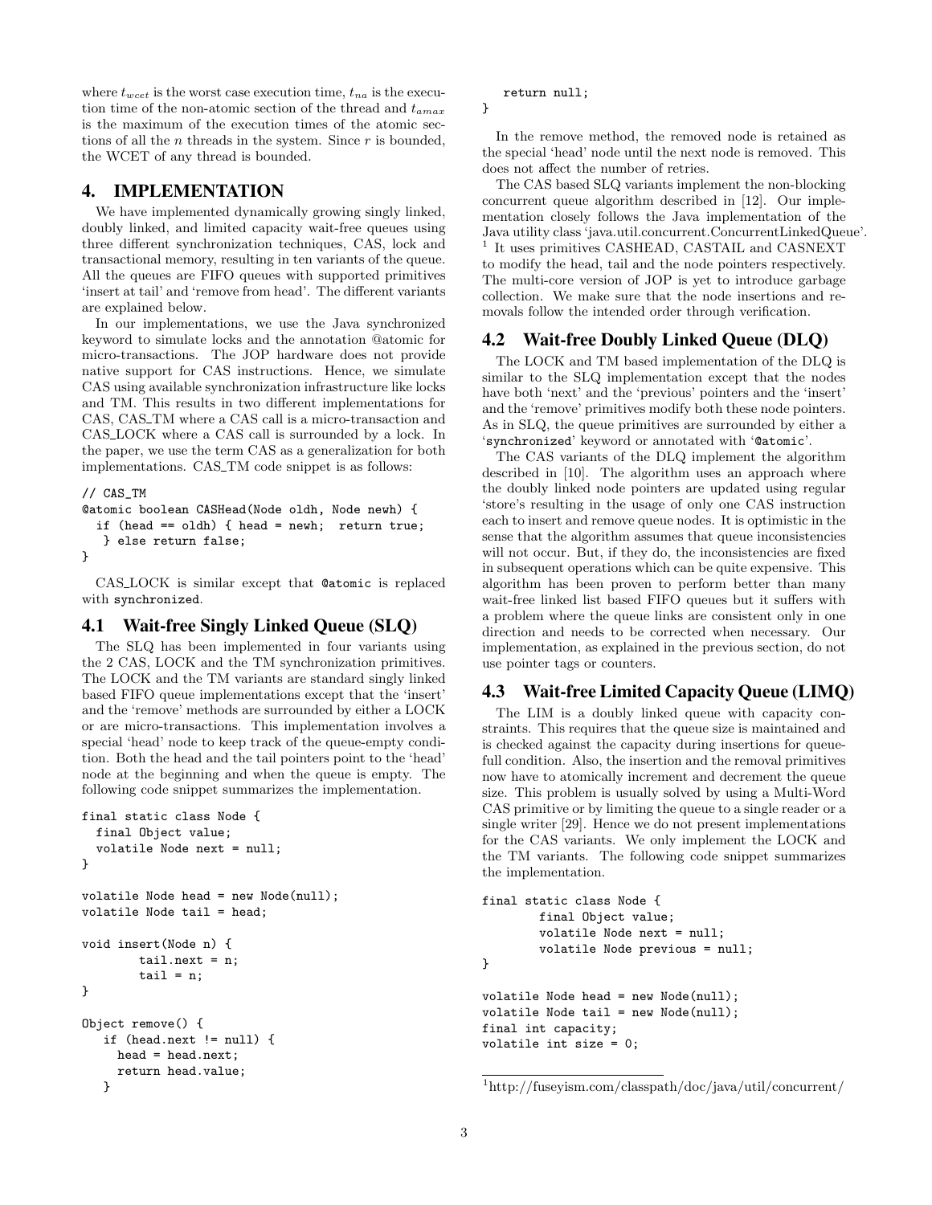where $t_{wcet}$ is the worst case execution time, $t_{na}$ is the execution time of the non-atomic section of the thread and $t_{amax}$ is the maximum of the execution times of the atomic sections of all the $n$ threads in the system. Since $r$ is bounded, the WCET of any thread is bounded.

# 4. IMPLEMENTATION

We have implemented dynamically growing singly linked, doubly linked, and limited capacity wait-free queues using three different synchronization techniques, CAS, lock and transactional memory, resulting in ten variants of the queue. All the queues are FIFO queues with supported primitives 'insert at tail' and 'remove from head'. The different variants are explained below.

In our implementations, we use the Java synchronized keyword to simulate locks and the annotation @atomic for micro-transactions. The JOP hardware does not provide native support for CAS instructions. Hence, we simulate CAS using available synchronization infrastructure like locks and TM. This results in two different implementations for CAS, CAS_TM where a CAS call is a micro-transaction and CAS_LOCK where a CAS call is surrounded by a lock. In the paper, we use the term CAS as a generalization for both implementations. CAS_TM code snippet is as follows:

```
// CAS_TM
@atomic boolean CASHead(Node oldh, Node newh) {
  if (head == oldh) { head = newh;  return true;
   } else return false;
}
```

CAS_LOCK is similar except that @atomic is replaced with synchronized.

## 4.1 Wait-free Singly Linked Queue (SLQ)

The SLQ has been implemented in four variants using the 2 CAS, LOCK and the TM synchronization primitives. The LOCK and the TM variants are standard singly linked based FIFO queue implementations except that the 'insert' and the 'remove' methods are surrounded by either a LOCK or are micro-transactions. This implementation involves a special 'head' node to keep track of the queue-empty condition. Both the head and the tail pointers point to the 'head' node at the beginning and when the queue is empty. The following code snippet summarizes the implementation.

```
final static class Node {
  final Object value;
  volatile Node next = null;
}

volatile Node head = new Node(null);
volatile Node tail = head;

void insert(Node n) {
        tail.next = n;
        tail = n;
}

Object remove() {
   if (head.next != null) {
     head = head.next;
     return head.value;
   }
     return null;
}
```

In the remove method, the removed node is retained as the special 'head' node until the next node is removed. This does not affect the number of retries.

The CAS based SLQ variants implement the non-blocking concurrent queue algorithm described in [12]. Our implementation closely follows the Java implementation of the Java utility class 'java.util.concurrent.ConcurrentLinkedQueue'. [1] It uses primitives CASHEAD, CASTAIL and CASNEXT to modify the head, tail and the node pointers respectively. The multi-core version of JOP is yet to introduce garbage collection. We make sure that the node insertions and removals follow the intended order through verification.

## 4.2 Wait-free Doubly Linked Queue (DLQ)

The LOCK and TM based implementation of the DLQ is similar to the SLQ implementation except that the nodes have both 'next' and the 'previous' pointers and the 'insert' and the 'remove' primitives modify both these node pointers. As in SLQ, the queue primitives are surrounded by either a 'synchronized' keyword or annotated with '@atomic'.

The CAS variants of the DLQ implement the algorithm described in [10]. The algorithm uses an approach where the doubly linked node pointers are updated using regular 'store's resulting in the usage of only one CAS instruction each to insert and remove queue nodes. It is optimistic in the sense that the algorithm assumes that queue inconsistencies will not occur. But, if they do, the inconsistencies are fixed in subsequent operations which can be quite expensive. This algorithm has been proven to perform better than many wait-free linked list based FIFO queues but it suffers with a problem where the queue links are consistent only in one direction and needs to be corrected when necessary. Our implementation, as explained in the previous section, do not use pointer tags or counters.

## 4.3 Wait-free Limited Capacity Queue (LIMQ)

The LIM is a doubly linked queue with capacity constraints. This requires that the queue size is maintained and is checked against the capacity during insertions for queue-full condition. Also, the insertion and the removal primitives now have to atomically increment and decrement the queue size. This problem is usually solved by using a Multi-Word CAS primitive or by limiting the queue to a single reader or a single writer [29]. Hence we do not present implementations for the CAS variants. We only implement the LOCK and the TM variants. The following code snippet summarizes the implementation.

```
final static class Node {
        final Object value;
        volatile Node next = null;
        volatile Node previous = null;
}

volatile Node head = new Node(null);
volatile Node tail = new Node(null);
final int capacity;
volatile int size = 0;
```

[1] http://fuseyism.com/classpath/doc/java/util/concurrent/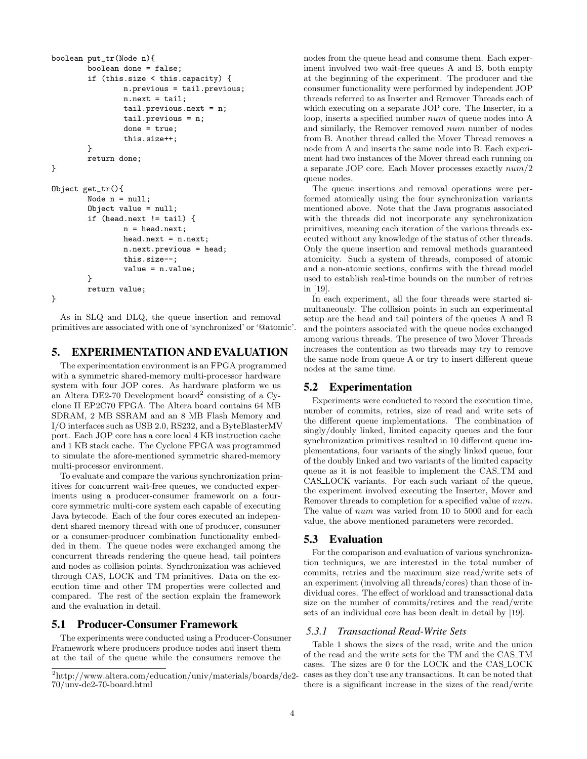```
boolean put_tr(Node n){
        boolean done = false;
        if (this.size < this.capacity) {
                n.previous = tail.previous;
                n.next = tail;
                tail.previous.next = n;
                tail.previous = n;
                done = true;
                this.size++;
        }
        return done;
}

Object get_tr(){
        Node n = null;
        Object value = null;
        if (head.next != tail) {
                n = head.next;
                head.next = n.next;
                n.next.previous = head;
                this.size--;
                value = n.value;
        }
        return value;
}
```

As in SLQ and DLQ, the queue insertion and removal primitives are associated with one of 'synchronized' or '@atomic'.

## 5. EXPERIMENTATION AND EVALUATION

The experimentation environment is an FPGA programmed with a symmetric shared-memory multi-processor hardware system with four JOP cores. As hardware platform we us an Altera DE2-70 Development board[2] consisting of a Cyclone II EP2C70 FPGA. The Altera board contains 64 MB SDRAM, 2 MB SSRAM and an 8 MB Flash Memory and I/O interfaces such as USB 2.0, RS232, and a ByteBlasterMV port. Each JOP core has a core local 4 KB instruction cache and 1 KB stack cache. The Cyclone FPGA was programmed to simulate the afore-mentioned symmetric shared-memory multi-processor environment.

To evaluate and compare the various synchronization primitives for concurrent wait-free queues, we conducted experiments using a producer-consumer framework on a four-core symmetric multi-core system each capable of executing Java bytecode. Each of the four cores executed an independent shared memory thread with one of producer, consumer or a consumer-producer combination functionality embedded in them. The queue nodes were exchanged among the concurrent threads rendering the queue head, tail pointers and nodes as collision points. Synchronization was achieved through CAS, LOCK and TM primitives. Data on the execution time and other TM properties were collected and compared. The rest of the section explain the framework and the evaluation in detail.

### 5.1 Producer-Consumer Framework

The experiments were conducted using a Producer-Consumer Framework where producers produce nodes and insert them at the tail of the queue while the consumers remove the nodes from the queue head and consume them. Each experiment involved two wait-free queues A and B, both empty at the beginning of the experiment. The producer and the consumer functionality were performed by independent JOP threads referred to as Inserter and Remover Threads each of which executing on a separate JOP core. The Inserter, in a loop, inserts a specified number *num* of queue nodes into A and similarly, the Remover removed *num* number of nodes from B. Another thread called the Mover Thread removes a node from A and inserts the same node into B. Each experiment had two instances of the Mover thread each running on a separate JOP core. Each Mover processes exactly $num/2$ queue nodes.

The queue insertions and removal operations were performed atomically using the four synchronization variants mentioned above. Note that the Java programs associated with the threads did not incorporate any synchronization primitives, meaning each iteration of the various threads executed without any knowledge of the status of other threads. Only the queue insertion and removal methods guaranteed atomicity. Such a system of threads, composed of atomic and a non-atomic sections, confirms with the thread model used to establish real-time bounds on the number of retries in [19].

In each experiment, all the four threads were started simultaneously. The collision points in such an experimental setup are the head and tail pointers of the queues A and B and the pointers associated with the queue nodes exchanged among various threads. The presence of two Mover Threads increases the contention as two threads may try to remove the same node from queue A or try to insert different queue nodes at the same time.

### 5.2 Experimentation

Experiments were conducted to record the execution time, number of commits, retries, size of read and write sets of the different queue implementations. The combination of singly/doubly linked, limited capacity queues and the four synchronization primitives resulted in 10 different queue implementations, four variants of the singly linked queue, four of the doubly linked and two variants of the limited capacity queue as it is not feasible to implement the CAS_TM and CAS_LOCK variants. For each such variant of the queue, the experiment involved executing the Inserter, Mover and Remover threads to completion for a specified value of *num*. The value of *num* was varied from 10 to 5000 and for each value, the above mentioned parameters were recorded.

### 5.3 Evaluation

For the comparison and evaluation of various synchronization techniques, we are interested in the total number of commits, retries and the maximum size read/write sets of an experiment (involving all threads/cores) than those of individual cores. The effect of workload and transactional data size on the number of commits/retires and the read/write sets of an individual core has been dealt in detail by [19].

#### 5.3.1 Transactional Read-Write Sets

Table 1 shows the sizes of the read, write and the union of the read and the write sets for the TM and the CAS_TM cases. The sizes are 0 for the LOCK and the CAS_LOCK cases as they don't use any transactions. It can be noted that there is a significant increase in the sizes of the read/write

[2] http://www.altera.com/education/univ/materials/boards/de2-70/unv-de2-70-board.html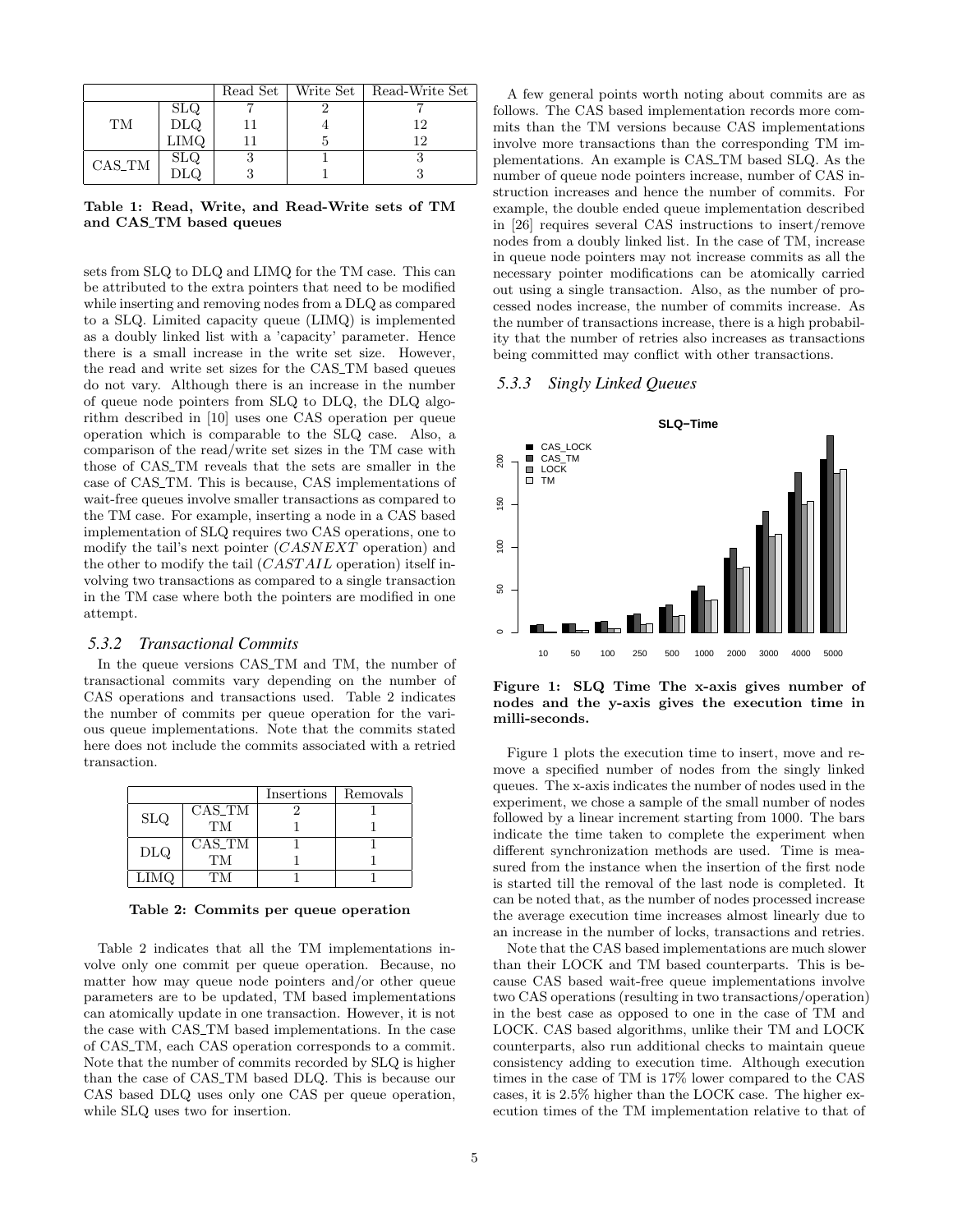|  |  | Read Set | Write Set | Read-Write Set |
|---|---|---|---|---|
| TM | SLQ | 7 | 2 | 7 |
|  | DLQ | 11 | 4 | 12 |
|  | LIMQ | 11 | 5 | 12 |
| CAS_TM | SLQ | 3 | 1 | 3 |
|  | DLQ | 3 | 1 | 3 |

**Table 1: Read, Write, and Read-Write sets of TM and CAS_TM based queues**

sets from SLQ to DLQ and LIMQ for the TM case. This can be attributed to the extra pointers that need to be modified while inserting and removing nodes from a DLQ as compared to a SLQ. Limited capacity queue (LIMQ) is implemented as a doubly linked list with a 'capacity' parameter. Hence there is a small increase in the write set size. However, the read and write set sizes for the CAS_TM based queues do not vary. Although there is an increase in the number of queue node pointers from SLQ to DLQ, the DLQ algorithm described in [10] uses one CAS operation per queue operation which is comparable to the SLQ case. Also, a comparison of the read/write set sizes in the TM case with those of CAS_TM reveals that the sets are smaller in the case of CAS_TM. This is because, CAS implementations of wait-free queues involve smaller transactions as compared to the TM case. For example, inserting a node in a CAS based implementation of SLQ requires two CAS operations, one to modify the tail's next pointer (*CASNEXT* operation) and the other to modify the tail (*CASTAIL* operation) itself involving two transactions as compared to a single transaction in the TM case where both the pointers are modified in one attempt.

### 5.3.2 Transactional Commits

In the queue versions CAS_TM and TM, the number of transactional commits vary depending on the number of CAS operations and transactions used. Table 2 indicates the number of commits per queue operation for the various queue implementations. Note that the commits stated here does not include the commits associated with a retried transaction.

|  |  | Insertions | Removals |
|---|---|---|---|
| SLQ | CAS_TM | 2 | 1 |
|  | TM | 1 | 1 |
| DLQ | CAS_TM | 1 | 1 |
|  | TM | 1 | 1 |
| LIMQ | TM | 1 | 1 |

**Table 2: Commits per queue operation**

Table 2 indicates that all the TM implementations involve only one commit per queue operation. Because, no matter how may queue node pointers and/or other queue parameters are to be updated, TM based implementations can atomically update in one transaction. However, it is not the case with CAS_TM based implementations. In the case of CAS_TM, each CAS operation corresponds to a commit. Note that the number of commits recorded by SLQ is higher than the case of CAS_TM based DLQ. This is because our CAS based DLQ uses only one CAS per queue operation, while SLQ uses two for insertion.

A few general points worth noting about commits are as follows. The CAS based implementation records more commits than the TM versions because CAS implementations involve more transactions than the corresponding TM implementations. An example is CAS_TM based SLQ. As the number of queue node pointers increase, number of CAS instruction increases and hence the number of commits. For example, the double ended queue implementation described in [26] requires several CAS instructions to insert/remove nodes from a doubly linked list. In the case of TM, increase in queue node pointers may not increase commits as all the necessary pointer modifications can be atomically carried out using a single transaction. Also, as the number of processed nodes increase, the number of commits increase. As the number of transactions increase, there is a high probability that the number of retries also increases as transactions being committed may conflict with other transactions.

### 5.3.3 Singly Linked Queues

**Figure 1: SLQ Time The x-axis gives number of nodes and the y-axis gives the execution time in milli-seconds.**

Figure 1 plots the execution time to insert, move and remove a specified number of nodes from the singly linked queues. The x-axis indicates the number of nodes used in the experiment, we chose a sample of the small number of nodes followed by a linear increment starting from 1000. The bars indicate the time taken to complete the experiment when different synchronization methods are used. Time is measured from the instance when the insertion of the first node is started till the removal of the last node is completed. It can be noted that, as the number of nodes processed increase the average execution time increases almost linearly due to an increase in the number of locks, transactions and retries.

Note that the CAS based implementations are much slower than their LOCK and TM based counterparts. This is because CAS based wait-free queue implementations involve two CAS operations (resulting in two transactions/operation) in the best case as opposed to one in the case of TM and LOCK. CAS based algorithms, unlike their TM and LOCK counterparts, also run additional checks to maintain queue consistency adding to execution time. Although execution times in the case of TM is 17% lower compared to the CAS cases, it is 2.5% higher than the LOCK case. The higher execution times of the TM implementation relative to that of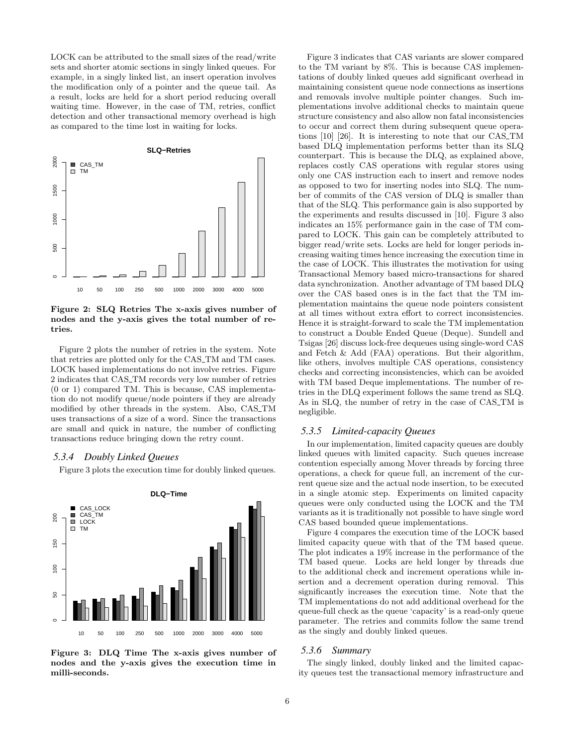LOCK can be attributed to the small sizes of the read/write sets and shorter atomic sections in singly linked queues. For example, in a singly linked list, an insert operation involves the modification only of a pointer and the queue tail. As a result, locks are held for a short period reducing overall waiting time. However, in the case of TM, retries, conflict detection and other transactional memory overhead is high as compared to the time lost in waiting for locks.

SLQ−Retries

CAS_TM
TM

0
500
1000
1500
2000

10 50 100 250 500 1000 2000 3000 4000 5000

**Figure 2: SLQ Retries The x-axis gives number of nodes and the y-axis gives the total number of retries.**

Figure 2 plots the number of retries in the system. Note that retries are plotted only for the CAS_TM and TM cases. LOCK based implementations do not involve retries. Figure 2 indicates that CAS_TM records very low number of retries (0 or 1) compared TM. This is because, CAS implementation do not modify queue/node pointers if they are already modified by other threads in the system. Also, CAS_TM uses transactions of a size of a word. Since the transactions are small and quick in nature, the number of conflicting transactions reduce bringing down the retry count.

### 5.3.4 Doubly Linked Queues

Figure 3 plots the execution time for doubly linked queues.

DLQ−Time

CAS_LOCK
CAS_TM
LOCK
TM

0
50
100
150
200

10 50 100 250 500 1000 2000 3000 4000 5000

**Figure 3: DLQ Time The x-axis gives number of nodes and the y-axis gives the execution time in milli-seconds.**

Figure 3 indicates that CAS variants are slower compared to the TM variant by 8%. This is because CAS implementations of doubly linked queues add significant overhead in maintaining consistent queue node connections as insertions and removals involve multiple pointer changes. Such implementations involve additional checks to maintain queue structure consistency and also allow non fatal inconsistencies to occur and correct them during subsequent queue operations [10] [26]. It is interesting to note that our CAS_TM based DLQ implementation performs better than its SLQ counterpart. This is because the DLQ, as explained above, replaces costly CAS operations with regular stores using only one CAS instruction each to insert and remove nodes as opposed to two for inserting nodes into SLQ. The number of commits of the CAS version of DLQ is smaller than that of the SLQ. This performance gain is also supported by the experiments and results discussed in [10]. Figure 3 also indicates an 15% performance gain in the case of TM compared to LOCK. This gain can be completely attributed to bigger read/write sets. Locks are held for longer periods increasing waiting times hence increasing the execution time in the case of LOCK. This illustrates the motivation for using Transactional Memory based micro-transactions for shared data synchronization. Another advantage of TM based DLQ over the CAS based ones is in the fact that the TM implementation maintains the queue node pointers consistent at all times without extra effort to correct inconsistencies. Hence it is straight-forward to scale the TM implementation to construct a Double Ended Queue (Deque). Sundell and Tsigas [26] discuss lock-free dequeues using single-word CAS and Fetch & Add (FAA) operations. But their algorithm, like others, involves multiple CAS operations, consistency checks and correcting inconsistencies, which can be avoided with TM based Deque implementations. The number of retries in the DLQ experiment follows the same trend as SLQ. As in SLQ, the number of retry in the case of CAS_TM is negligible.

### 5.3.5 Limited-capacity Queues

In our implementation, limited capacity queues are doubly linked queues with limited capacity. Such queues increase contention especially among Mover threads by forcing three operations, a check for queue full, an increment of the current queue size and the actual node insertion, to be executed in a single atomic step. Experiments on limited capacity queues were only conducted using the LOCK and the TM variants as it is traditionally not possible to have single word CAS based bounded queue implementations.

Figure 4 compares the execution time of the LOCK based limited capacity queue with that of the TM based queue. The plot indicates a 19% increase in the performance of the TM based queue. Locks are held longer by threads due to the additional check and increment operations while insertion and a decrement operation during removal. This significantly increases the execution time. Note that the TM implementations do not add additional overhead for the queue-full check as the queue 'capacity' is a read-only queue parameter. The retries and commits follow the same trend as the singly and doubly linked queues.

### 5.3.6 Summary

The singly linked, doubly linked and the limited capacity queues test the transactional memory infrastructure and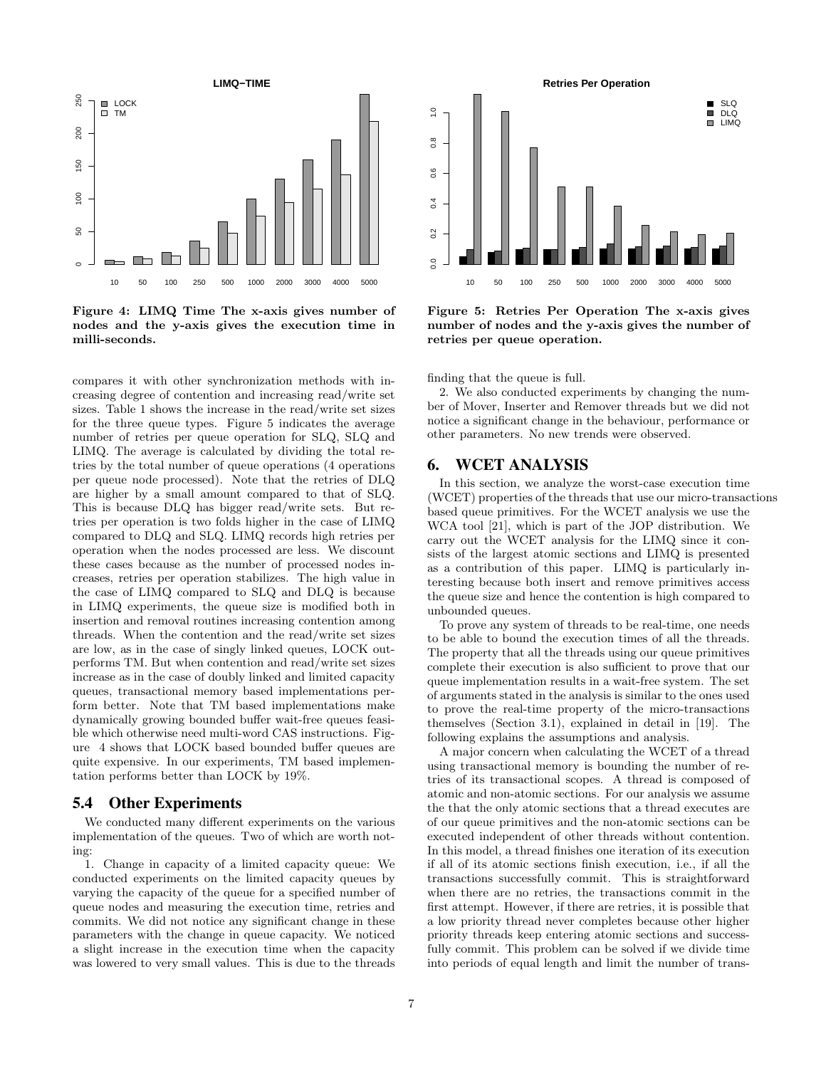LIMQ−TIME

250

200

150

100

50

0

LOCK

TM

10 50 100 250 500 1000 2000 3000 4000 5000

**Figure 4: LIMQ Time The x-axis gives number of nodes and the y-axis gives the execution time in milli-seconds.**

Retries Per Operation

1.0

0.8

0.6

0.4

0.2

0.0

SLQ

DLQ

LIMQ

10 50 100 250 500 1000 2000 3000 4000 5000

**Figure 5: Retries Per Operation The x-axis gives number of nodes and the y-axis gives the number of retries per queue operation.**

compares it with other synchronization methods with increasing degree of contention and increasing read/write set sizes. Table 1 shows the increase in the read/write set sizes for the three queue types. Figure 5 indicates the average number of retries per queue operation for SLQ, SLQ and LIMQ. The average is calculated by dividing the total retries by the total number of queue operations (4 operations per queue node processed). Note that the retries of DLQ are higher by a small amount compared to that of SLQ. This is because DLQ has bigger read/write sets. But retries per operation is two folds higher in the case of LIMQ compared to DLQ and SLQ. LIMQ records high retries per operation when the nodes processed are less. We discount these cases because as the number of processed nodes increases, retries per operation stabilizes. The high value in the case of LIMQ compared to SLQ and DLQ is because in LIMQ experiments, the queue size is modified both in insertion and removal routines increasing contention among threads. When the contention and the read/write set sizes are low, as in the case of singly linked queues, LOCK outperforms TM. But when contention and read/write set sizes increase as in the case of doubly linked and limited capacity queues, transactional memory based implementations perform better. Note that TM based implementations make dynamically growing bounded buffer wait-free queues feasible which otherwise need multi-word CAS instructions. Figure 4 shows that LOCK based bounded buffer queues are quite expensive. In our experiments, TM based implementation performs better than LOCK by 19%.

## 5.4 Other Experiments

We conducted many different experiments on the various implementation of the queues. Two of which are worth noting:

1. Change in capacity of a limited capacity queue: We conducted experiments on the limited capacity queues by varying the capacity of the queue for a specified number of queue nodes and measuring the execution time, retries and commits. We did not notice any significant change in these parameters with the change in queue capacity. We noticed a slight increase in the execution time when the capacity was lowered to very small values. This is due to the threads finding that the queue is full.

2. We also conducted experiments by changing the number of Mover, Inserter and Remover threads but we did not notice a significant change in the behaviour, performance or other parameters. No new trends were observed.

# 6. WCET ANALYSIS

In this section, we analyze the worst-case execution time (WCET) properties of the threads that use our micro-transactions based queue primitives. For the WCET analysis we use the WCA tool [21], which is part of the JOP distribution. We carry out the WCET analysis for the LIMQ since it consists of the largest atomic sections and LIMQ is presented as a contribution of this paper. LIMQ is particularly interesting because both insert and remove primitives access the queue size and hence the contention is high compared to unbounded queues.

To prove any system of threads to be real-time, one needs to be able to bound the execution times of all the threads. The property that all the threads using our queue primitives complete their execution is also sufficient to prove that our queue implementation results in a wait-free system. The set of arguments stated in the analysis is similar to the ones used to prove the real-time property of the micro-transactions themselves (Section 3.1), explained in detail in [19]. The following explains the assumptions and analysis.

A major concern when calculating the WCET of a thread using transactional memory is bounding the number of retries of its transactional scopes. A thread is composed of atomic and non-atomic sections. For our analysis we assume the that the only atomic sections that a thread executes are of our queue primitives and the non-atomic sections can be executed independent of other threads without contention. In this model, a thread finishes one iteration of its execution if all of its atomic sections finish execution, i.e., if all the transactions successfully commit. This is straightforward when there are no retries, the transactions commit in the first attempt. However, if there are retries, it is possible that a low priority thread never completes because other higher priority threads keep entering atomic sections and successfully commit. This problem can be solved if we divide time into periods of equal length and limit the number of trans-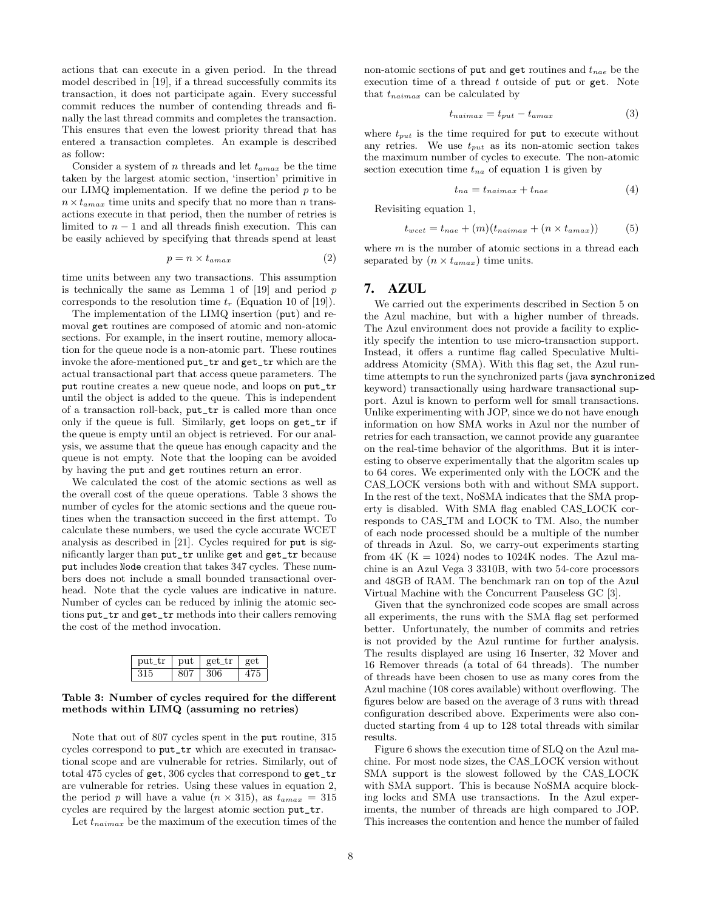actions that can execute in a given period. In the thread model described in [19], if a thread successfully commits its transaction, it does not participate again. Every successful commit reduces the number of contending threads and finally the last thread commits and completes the transaction. This ensures that even the lowest priority thread that has entered a transaction completes. An example is described as follow:

Consider a system of $n$ threads and let $t_{amax}$ be the time taken by the largest atomic section, 'insertion' primitive in our LIMQ implementation. If we define the period $p$ to be $n \times t_{amax}$ time units and specify that no more than $n$ transactions execute in that period, then the number of retries is limited to $n - 1$ and all threads finish execution. This can be easily achieved by specifying that threads spend at least

$$p = n \times t_{amax} \tag{2}$$

time units between any two transactions. This assumption is technically the same as Lemma 1 of [19] and period $p$ corresponds to the resolution time $t_r$ (Equation 10 of [19]).

The implementation of the LIMQ insertion (put) and removal get routines are composed of atomic and non-atomic sections. For example, in the insert routine, memory allocation for the queue node is a non-atomic part. These routines invoke the afore-mentioned put_tr and get_tr which are the actual transactional part that access queue parameters. The put routine creates a new queue node, and loops on put_tr until the object is added to the queue. This is independent of a transaction roll-back, put_tr is called more than once only if the queue is full. Similarly, get loops on get_tr if the queue is empty until an object is retrieved. For our analysis, we assume that the queue has enough capacity and the queue is not empty. Note that the looping can be avoided by having the put and get routines return an error.

We calculated the cost of the atomic sections as well as the overall cost of the queue operations. Table 3 shows the number of cycles for the atomic sections and the queue routines when the transaction succeed in the first attempt. To calculate these numbers, we used the cycle accurate WCET analysis as described in [21]. Cycles required for put is significantly larger than put_tr unlike get and get_tr because put includes Node creation that takes 347 cycles. These numbers does not include a small bounded transactional overhead. Note that the cycle values are indicative in nature. Number of cycles can be reduced by inlinig the atomic sections put_tr and get_tr methods into their callers removing the cost of the method invocation.

| put_tr | put | get_tr | get |
|---|---|---|---|
| 315 | 807 | 306 | 475 |

**Table 3: Number of cycles required for the different methods within LIMQ (assuming no retries)**

Note that out of 807 cycles spent in the put routine, 315 cycles correspond to put_tr which are executed in transactional scope and are vulnerable for retries. Similarly, out of total 475 cycles of get, 306 cycles that correspond to get_tr are vulnerable for retries. Using these values in equation 2, the period $p$ will have a value $(n \times 315)$, as $t_{amax} = 315$ cycles are required by the largest atomic section put_tr.

Let $t_{naimax}$ be the maximum of the execution times of the non-atomic sections of put and get routines and $t_{nae}$ be the execution time of a thread $t$ outside of put or get. Note that $t_{naimax}$ can be calculated by

$$t_{naimax} = t_{put} - t_{amax} \tag{3}$$

where $t_{put}$ is the time required for put to execute without any retries. We use $t_{put}$ as its non-atomic section takes the maximum number of cycles to execute. The non-atomic section execution time $t_{na}$ of equation 1 is given by

$$t_{na} = t_{naimax} + t_{nae} \tag{4}$$

Revisiting equation 1,

$$t_{wcet} = t_{nae} + (m)(t_{naimax} + (n \times t_{amax})) \tag{5}$$

where $m$ is the number of atomic sections in a thread each separated by $(n \times t_{amax})$ time units.

## 7. AZUL

We carried out the experiments described in Section 5 on the Azul machine, but with a higher number of threads. The Azul environment does not provide a facility to explicitly specify the intention to use micro-transaction support. Instead, it offers a runtime flag called Speculative Multiaddress Atomicity (SMA). With this flag set, the Azul runtime attempts to run the synchronized parts (java synchronized keyword) transactionally using hardware transactional support. Azul is known to perform well for small transactions. Unlike experimenting with JOP, since we do not have enough information on how SMA works in Azul nor the number of retries for each transaction, we cannot provide any guarantee on the real-time behavior of the algorithms. But it is interesting to observe experimentally that the algoritm scales up to 64 cores. We experimented only with the LOCK and the CAS_LOCK versions both with and without SMA support. In the rest of the text, NoSMA indicates that the SMA property is disabled. With SMA flag enabled CAS_LOCK corresponds to CAS_TM and LOCK to TM. Also, the number of each node processed should be a multiple of the number of threads in Azul. So, we carry-out experiments starting from 4K (K = 1024) nodes to 1024K nodes. The Azul machine is an Azul Vega 3 3310B, with two 54-core processors and 48GB of RAM. The benchmark ran on top of the Azul Virtual Machine with the Concurrent Pauseless GC [3].

Given that the synchronized code scopes are small across all experiments, the runs with the SMA flag set performed better. Unfortunately, the number of commits and retries is not provided by the Azul runtime for further analysis. The results displayed are using 16 Inserter, 32 Mover and 16 Remover threads (a total of 64 threads). The number of threads have been chosen to use as many cores from the Azul machine (108 cores available) without overflowing. The figures below are based on the average of 3 runs with thread configuration described above. Experiments were also conducted starting from 4 up to 128 total threads with similar results.

Figure 6 shows the execution time of SLQ on the Azul machine. For most node sizes, the CAS_LOCK version without SMA support is the slowest followed by the CAS_LOCK with SMA support. This is because NoSMA acquire blocking locks and SMA use transactions. In the Azul experiments, the number of threads are high compared to JOP. This increases the contention and hence the number of failed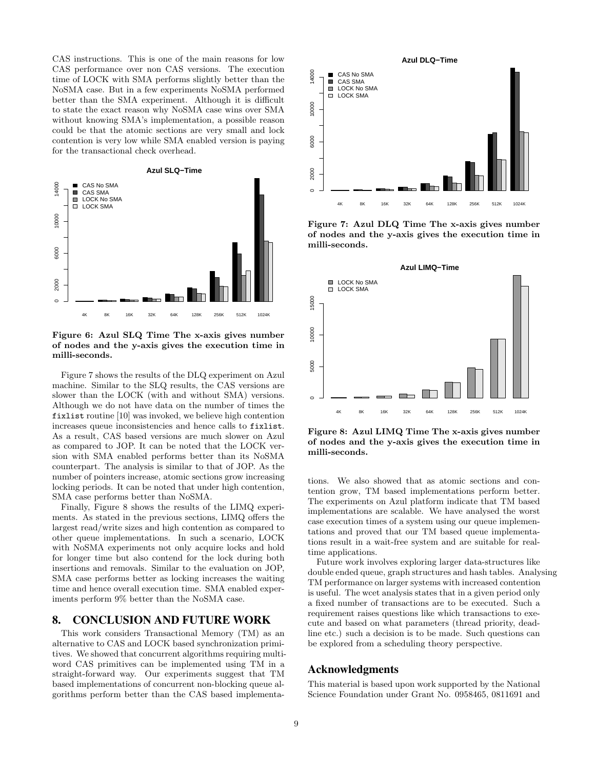CAS instructions. This is one of the main reasons for low CAS performance over non CAS versions. The execution time of LOCK with SMA performs slightly better than the NoSMA case. But in a few experiments NoSMA performed better than the SMA experiment. Although it is difficult to state the exact reason why NoSMA case wins over SMA without knowing SMA's implementation, a possible reason could be that the atomic sections are very small and lock contention is very low while SMA enabled version is paying for the transactional check overhead.

Azul SLQ−Time

CAS No SMA
CAS SMA
LOCK No SMA
LOCK SMA

0
2000
6000
10000
14000

4K 8K 16K 32K 64K 128K 256K 512K 1024K

**Figure 6: Azul SLQ Time The x-axis gives number of nodes and the y-axis gives the execution time in milli-seconds.**

Figure 7 shows the results of the DLQ experiment on Azul machine. Similar to the SLQ results, the CAS versions are slower than the LOCK (with and without SMA) versions. Although we do not have data on the number of times the `fixlist` routine [10] was invoked, we believe high contention increases queue inconsistencies and hence calls to `fixlist`. As a result, CAS based versions are much slower on Azul as compared to JOP. It can be noted that the LOCK version with SMA enabled performs better than its NoSMA counterpart. The analysis is similar to that of JOP. As the number of pointers increase, atomic sections grow increasing locking periods. It can be noted that under high contention, SMA case performs better than NoSMA.

Finally, Figure 8 shows the results of the LIMQ experiments. As stated in the previous sections, LIMQ offers the largest read/write sizes and high contention as compared to other queue implementations. In such a scenario, LOCK with NoSMA experiments not only acquire locks and hold for longer time but also contend for the lock during both insertions and removals. Similar to the evaluation on JOP, SMA case performs better as locking increases the waiting time and hence overall execution time. SMA enabled experiments perform 9% better than the NoSMA case.

## 8. CONCLUSION AND FUTURE WORK

This work considers Transactional Memory (TM) as an alternative to CAS and LOCK based synchronization primitives. We showed that concurrent algorithms requiring multiword CAS primitives can be implemented using TM in a straight-forward way. Our experiments suggest that TM based implementations of concurrent non-blocking queue algorithms perform better than the CAS based implementations. We also showed that as atomic sections and contention grow, TM based implementations perform better. The experiments on Azul platform indicate that TM based implementations are scalable. We have analysed the worst case execution times of a system using our queue implementations and proved that our TM based queue implementations result in a wait-free system and are suitable for realtime applications.

Future work involves exploring larger data-structures like double ended queue, graph structures and hash tables. Analysing TM performance on larger systems with increased contention is useful. The wcet analysis states that in a given period only a fixed number of transactions are to be executed. Such a requirement raises questions like which transactions to execute and based on what parameters (thread priority, deadline etc.) such a decision is to be made. Such questions can be explored from a scheduling theory perspective.

Azul DLQ−Time

CAS No SMA
CAS SMA
LOCK No SMA
LOCK SMA

0
2000
6000
10000
14000

4K 8K 16K 32K 64K 128K 256K 512K 1024K

**Figure 7: Azul DLQ Time The x-axis gives number of nodes and the y-axis gives the execution time in milli-seconds.**

Azul LIMQ−Time

LOCK No SMA
LOCK SMA

0
5000
10000
15000

4K 8K 16K 32K 64K 128K 256K 512K 1024K

**Figure 8: Azul LIMQ Time The x-axis gives number of nodes and the y-axis gives the execution time in milli-seconds.**

## Acknowledgments

This material is based upon work supported by the National Science Foundation under Grant No. 0958465, 0811691 and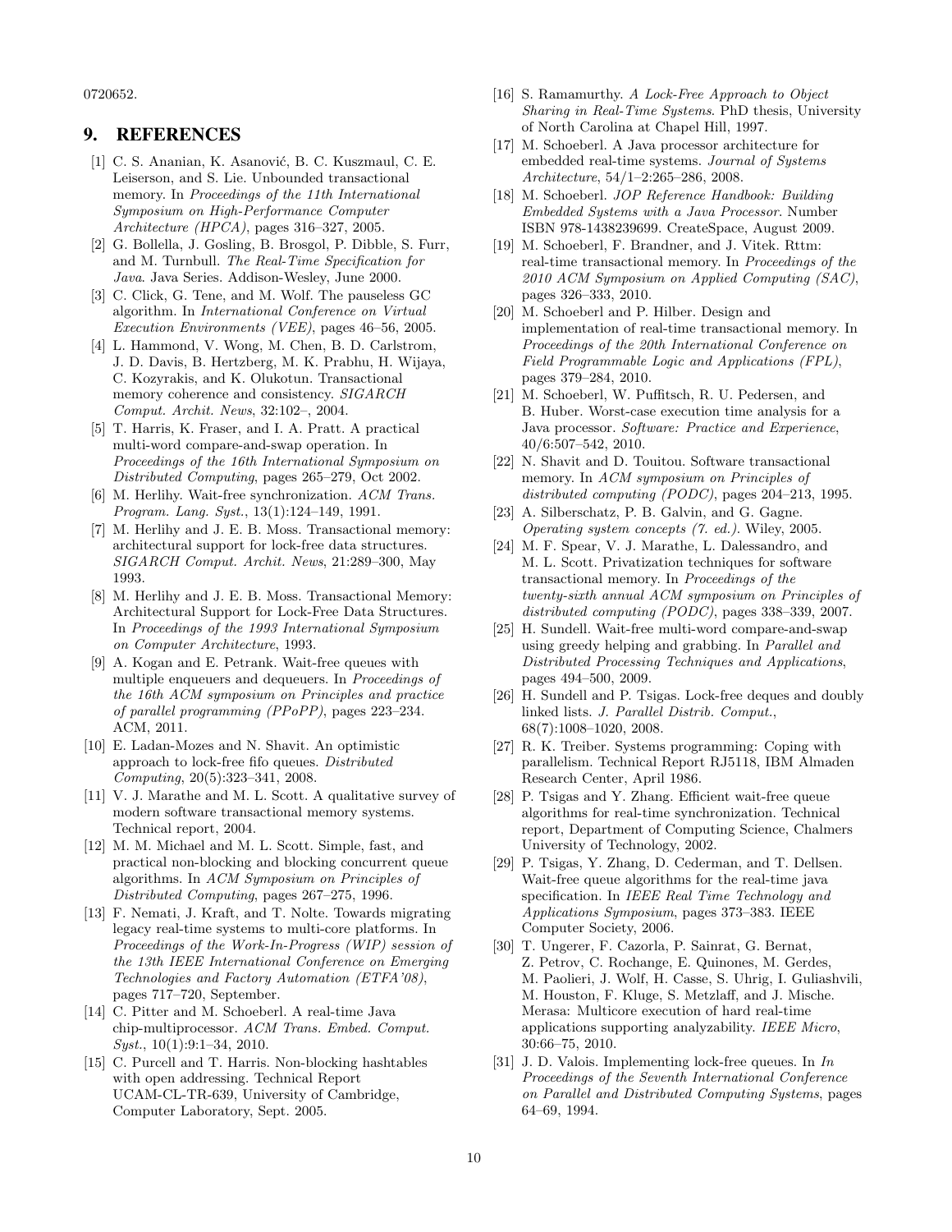0720652.

## 9. REFERENCES

[1] C. S. Ananian, K. Asanović, B. C. Kuszmaul, C. E. Leiserson, and S. Lie. Unbounded transactional memory. In *Proceedings of the 11th International Symposium on High-Performance Computer Architecture (HPCA)*, pages 316–327, 2005.

[2] G. Bollella, J. Gosling, B. Brosgol, P. Dibble, S. Furr, and M. Turnbull. *The Real-Time Specification for Java*. Java Series. Addison-Wesley, June 2000.

[3] C. Click, G. Tene, and M. Wolf. The pauseless GC algorithm. In *International Conference on Virtual Execution Environments (VEE)*, pages 46–56, 2005.

[4] L. Hammond, V. Wong, M. Chen, B. D. Carlstrom, J. D. Davis, B. Hertzberg, M. K. Prabhu, H. Wijaya, C. Kozyrakis, and K. Olukotun. Transactional memory coherence and consistency. *SIGARCH Comput. Archit. News*, 32:102–, 2004.

[5] T. Harris, K. Fraser, and I. A. Pratt. A practical multi-word compare-and-swap operation. In *Proceedings of the 16th International Symposium on Distributed Computing*, pages 265–279, Oct 2002.

[6] M. Herlihy. Wait-free synchronization. *ACM Trans. Program. Lang. Syst.*, 13(1):124–149, 1991.

[7] M. Herlihy and J. E. B. Moss. Transactional memory: architectural support for lock-free data structures. *SIGARCH Comput. Archit. News*, 21:289–300, May 1993.

[8] M. Herlihy and J. E. B. Moss. Transactional Memory: Architectural Support for Lock-Free Data Structures. In *Proceedings of the 1993 International Symposium on Computer Architecture*, 1993.

[9] A. Kogan and E. Petrank. Wait-free queues with multiple enqueuers and dequeuers. In *Proceedings of the 16th ACM symposium on Principles and practice of parallel programming (PPoPP)*, pages 223–234. ACM, 2011.

[10] E. Ladan-Mozes and N. Shavit. An optimistic approach to lock-free fifo queues. *Distributed Computing*, 20(5):323–341, 2008.

[11] V. J. Marathe and M. L. Scott. A qualitative survey of modern software transactional memory systems. Technical report, 2004.

[12] M. M. Michael and M. L. Scott. Simple, fast, and practical non-blocking and blocking concurrent queue algorithms. In *ACM Symposium on Principles of Distributed Computing*, pages 267–275, 1996.

[13] F. Nemati, J. Kraft, and T. Nolte. Towards migrating legacy real-time systems to multi-core platforms. In *Proceedings of the Work-In-Progress (WIP) session of the 13th IEEE International Conference on Emerging Technologies and Factory Automation (ETFA'08)*, pages 717–720, September.

[14] C. Pitter and M. Schoeberl. A real-time Java chip-multiprocessor. *ACM Trans. Embed. Comput. Syst.*, 10(1):9:1–34, 2010.

[15] C. Purcell and T. Harris. Non-blocking hashtables with open addressing. Technical Report UCAM-CL-TR-639, University of Cambridge, Computer Laboratory, Sept. 2005.

[16] S. Ramamurthy. *A Lock-Free Approach to Object Sharing in Real-Time Systems*. PhD thesis, University of North Carolina at Chapel Hill, 1997.

[17] M. Schoeberl. A Java processor architecture for embedded real-time systems. *Journal of Systems Architecture*, 54/1–2:265–286, 2008.

[18] M. Schoeberl. *JOP Reference Handbook: Building Embedded Systems with a Java Processor*. Number ISBN 978-1438239699. CreateSpace, August 2009.

[19] M. Schoeberl, F. Brandner, and J. Vitek. Rttm: real-time transactional memory. In *Proceedings of the 2010 ACM Symposium on Applied Computing (SAC)*, pages 326–333, 2010.

[20] M. Schoeberl and P. Hilber. Design and implementation of real-time transactional memory. In *Proceedings of the 20th International Conference on Field Programmable Logic and Applications (FPL)*, pages 379–284, 2010.

[21] M. Schoeberl, W. Puffitsch, R. U. Pedersen, and B. Huber. Worst-case execution time analysis for a Java processor. *Software: Practice and Experience*, 40/6:507–542, 2010.

[22] N. Shavit and D. Touitou. Software transactional memory. In *ACM symposium on Principles of distributed computing (PODC)*, pages 204–213, 1995.

[23] A. Silberschatz, P. B. Galvin, and G. Gagne. *Operating system concepts (7. ed.)*. Wiley, 2005.

[24] M. F. Spear, V. J. Marathe, L. Dalessandro, and M. L. Scott. Privatization techniques for software transactional memory. In *Proceedings of the twenty-sixth annual ACM symposium on Principles of distributed computing (PODC)*, pages 338–339, 2007.

[25] H. Sundell. Wait-free multi-word compare-and-swap using greedy helping and grabbing. In *Parallel and Distributed Processing Techniques and Applications*, pages 494–500, 2009.

[26] H. Sundell and P. Tsigas. Lock-free deques and doubly linked lists. *J. Parallel Distrib. Comput.*, 68(7):1008–1020, 2008.

[27] R. K. Treiber. Systems programming: Coping with parallelism. Technical Report RJ5118, IBM Almaden Research Center, April 1986.

[28] P. Tsigas and Y. Zhang. Efficient wait-free queue algorithms for real-time synchronization. Technical report, Department of Computing Science, Chalmers University of Technology, 2002.

[29] P. Tsigas, Y. Zhang, D. Cederman, and T. Dellsen. Wait-free queue algorithms for the real-time java specification. In *IEEE Real Time Technology and Applications Symposium*, pages 373–383. IEEE Computer Society, 2006.

[30] T. Ungerer, F. Cazorla, P. Sainrat, G. Bernat, Z. Petrov, C. Rochange, E. Quinones, M. Gerdes, M. Paolieri, J. Wolf, H. Casse, S. Uhrig, I. Guliashvili, M. Houston, F. Kluge, S. Metzlaff, and J. Mische. Merasa: Multicore execution of hard real-time applications supporting analyzability. *IEEE Micro*, 30:66–75, 2010.

[31] J. D. Valois. Implementing lock-free queues. In *In Proceedings of the Seventh International Conference on Parallel and Distributed Computing Systems*, pages 64–69, 1994.